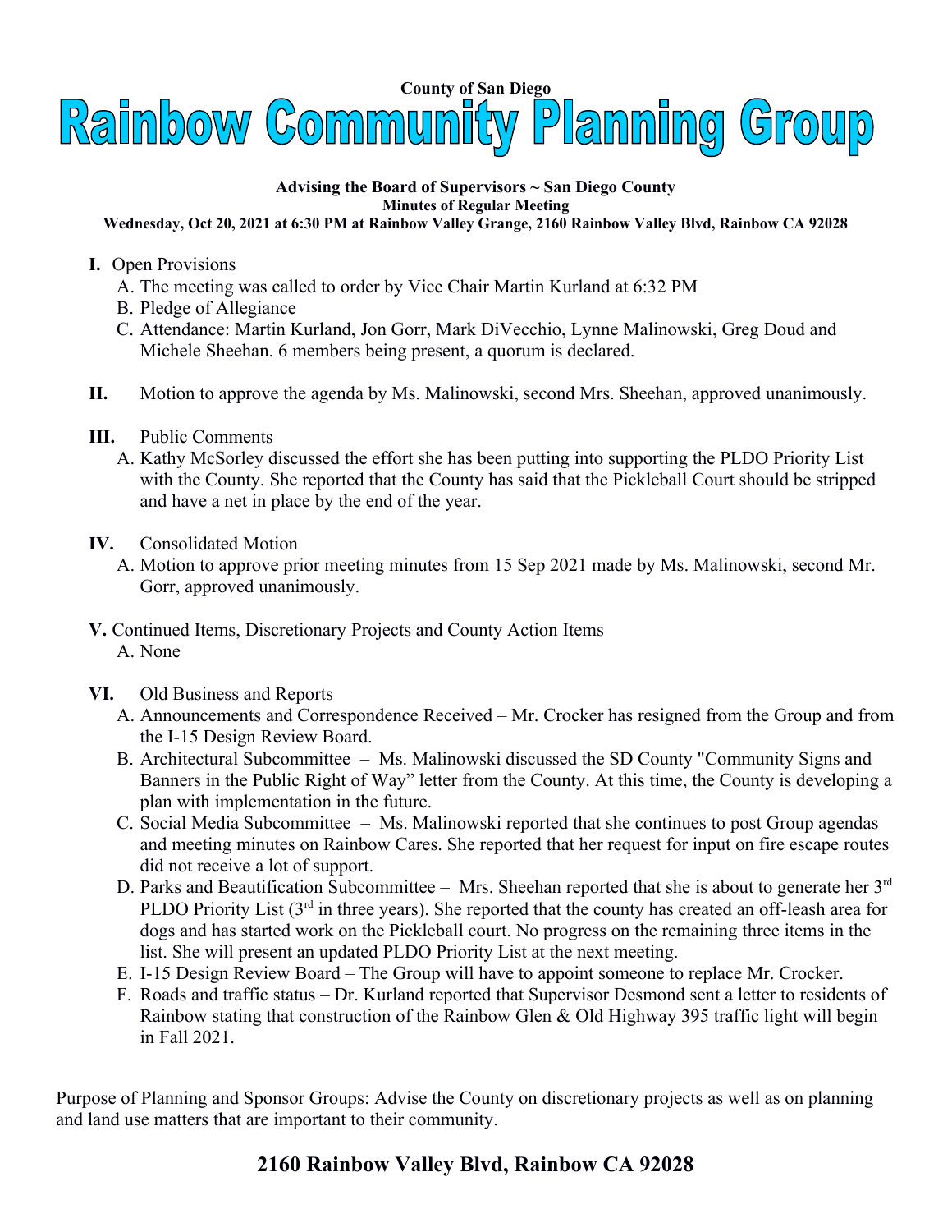County of San Diego

# Rainbow Community Planning Group

**Advising the Board of Supervisors ~ San Diego County**
**Minutes of Regular Meeting**
**Wednesday, Oct 20, 2021 at 6:30 PM at Rainbow Valley Grange, 2160 Rainbow Valley Blvd, Rainbow CA 92028**

**I.** Open Provisions

A. The meeting was called to order by Vice Chair Martin Kurland at 6:32 PM
B. Pledge of Allegiance
C. Attendance: Martin Kurland, Jon Gorr, Mark DiVecchio, Lynne Malinowski, Greg Doud and Michele Sheehan. 6 members being present, a quorum is declared.

**II.** Motion to approve the agenda by Ms. Malinowski, second Mrs. Sheehan, approved unanimously.

**III.** Public Comments

A. Kathy McSorley discussed the effort she has been putting into supporting the PLDO Priority List with the County. She reported that the County has said that the Pickleball Court should be stripped and have a net in place by the end of the year.

**IV.** Consolidated Motion

A. Motion to approve prior meeting minutes from 15 Sep 2021 made by Ms. Malinowski, second Mr. Gorr, approved unanimously.

**V.** Continued Items, Discretionary Projects and County Action Items

A. None

**VI.** Old Business and Reports

A. Announcements and Correspondence Received – Mr. Crocker has resigned from the Group and from the I-15 Design Review Board.
B. Architectural Subcommittee – Ms. Malinowski discussed the SD County "Community Signs and Banners in the Public Right of Way" letter from the County. At this time, the County is developing a plan with implementation in the future.
C. Social Media Subcommittee – Ms. Malinowski reported that she continues to post Group agendas and meeting minutes on Rainbow Cares. She reported that her request for input on fire escape routes did not receive a lot of support.
D. Parks and Beautification Subcommittee – Mrs. Sheehan reported that she is about to generate her 3rd PLDO Priority List (3rd in three years). She reported that the county has created an off-leash area for dogs and has started work on the Pickleball court. No progress on the remaining three items in the list. She will present an updated PLDO Priority List at the next meeting.
E. I-15 Design Review Board – The Group will have to appoint someone to replace Mr. Crocker.
F. Roads and traffic status – Dr. Kurland reported that Supervisor Desmond sent a letter to residents of Rainbow stating that construction of the Rainbow Glen & Old Highway 395 traffic light will begin in Fall 2021.

Purpose of Planning and Sponsor Groups: Advise the County on discretionary projects as well as on planning and land use matters that are important to their community.

**2160 Rainbow Valley Blvd, Rainbow CA 92028**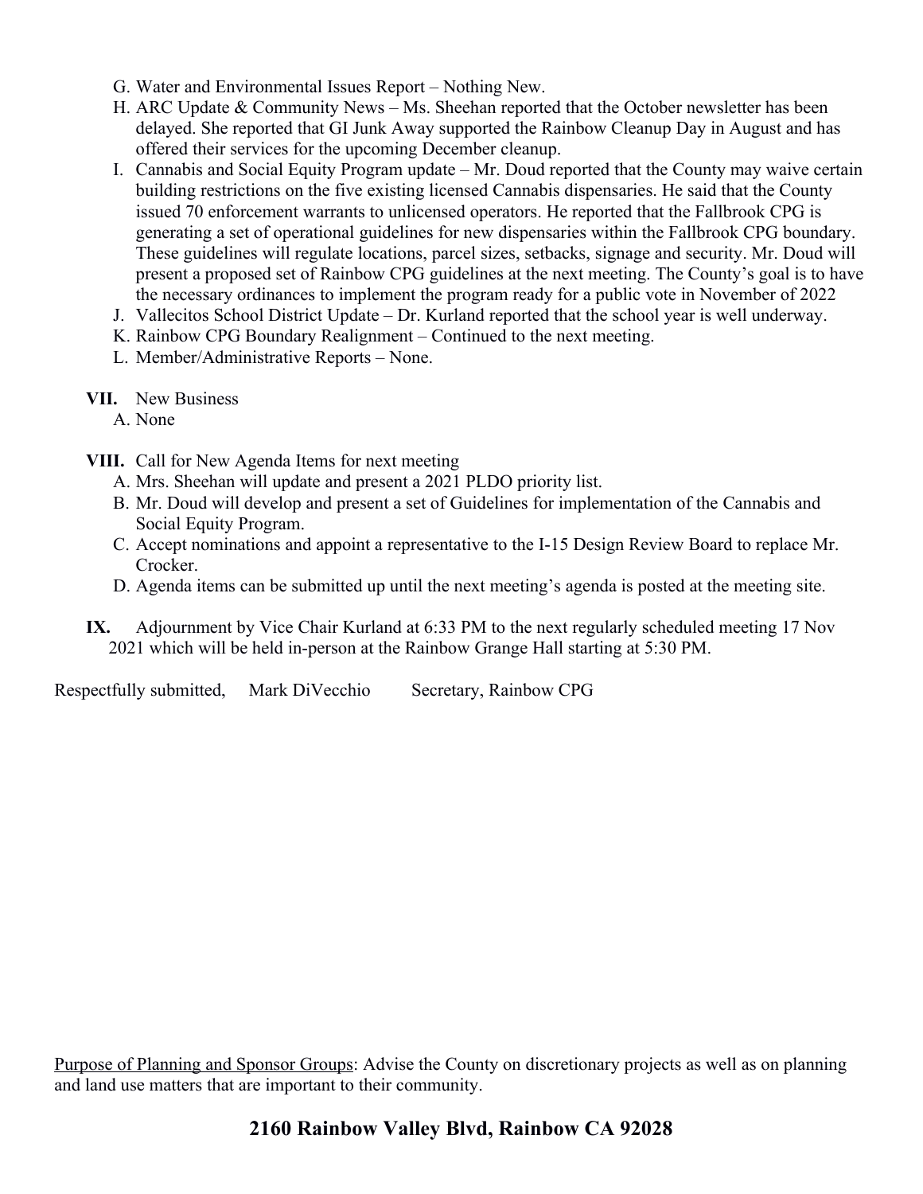G. Water and Environmental Issues Report – Nothing New.
H. ARC Update & Community News – Ms. Sheehan reported that the October newsletter has been delayed. She reported that GI Junk Away supported the Rainbow Cleanup Day in August and has offered their services for the upcoming December cleanup.
I. Cannabis and Social Equity Program update – Mr. Doud reported that the County may waive certain building restrictions on the five existing licensed Cannabis dispensaries. He said that the County issued 70 enforcement warrants to unlicensed operators. He reported that the Fallbrook CPG is generating a set of operational guidelines for new dispensaries within the Fallbrook CPG boundary. These guidelines will regulate locations, parcel sizes, setbacks, signage and security. Mr. Doud will present a proposed set of Rainbow CPG guidelines at the next meeting. The County's goal is to have the necessary ordinances to implement the program ready for a public vote in November of 2022
J. Vallecitos School District Update – Dr. Kurland reported that the school year is well underway.
K. Rainbow CPG Boundary Realignment – Continued to the next meeting.
L. Member/Administrative Reports – None.

**VII.** New Business
A. None

**VIII.** Call for New Agenda Items for next meeting
A. Mrs. Sheehan will update and present a 2021 PLDO priority list.
B. Mr. Doud will develop and present a set of Guidelines for implementation of the Cannabis and Social Equity Program.
C. Accept nominations and appoint a representative to the I-15 Design Review Board to replace Mr. Crocker.
D. Agenda items can be submitted up until the next meeting's agenda is posted at the meeting site.

**IX.** Adjournment by Vice Chair Kurland at 6:33 PM to the next regularly scheduled meeting 17 Nov 2021 which will be held in-person at the Rainbow Grange Hall starting at 5:30 PM.

Respectfully submitted, Mark DiVecchio Secretary, Rainbow CPG

Purpose of Planning and Sponsor Groups: Advise the County on discretionary projects as well as on planning and land use matters that are important to their community.

**2160 Rainbow Valley Blvd, Rainbow CA 92028**